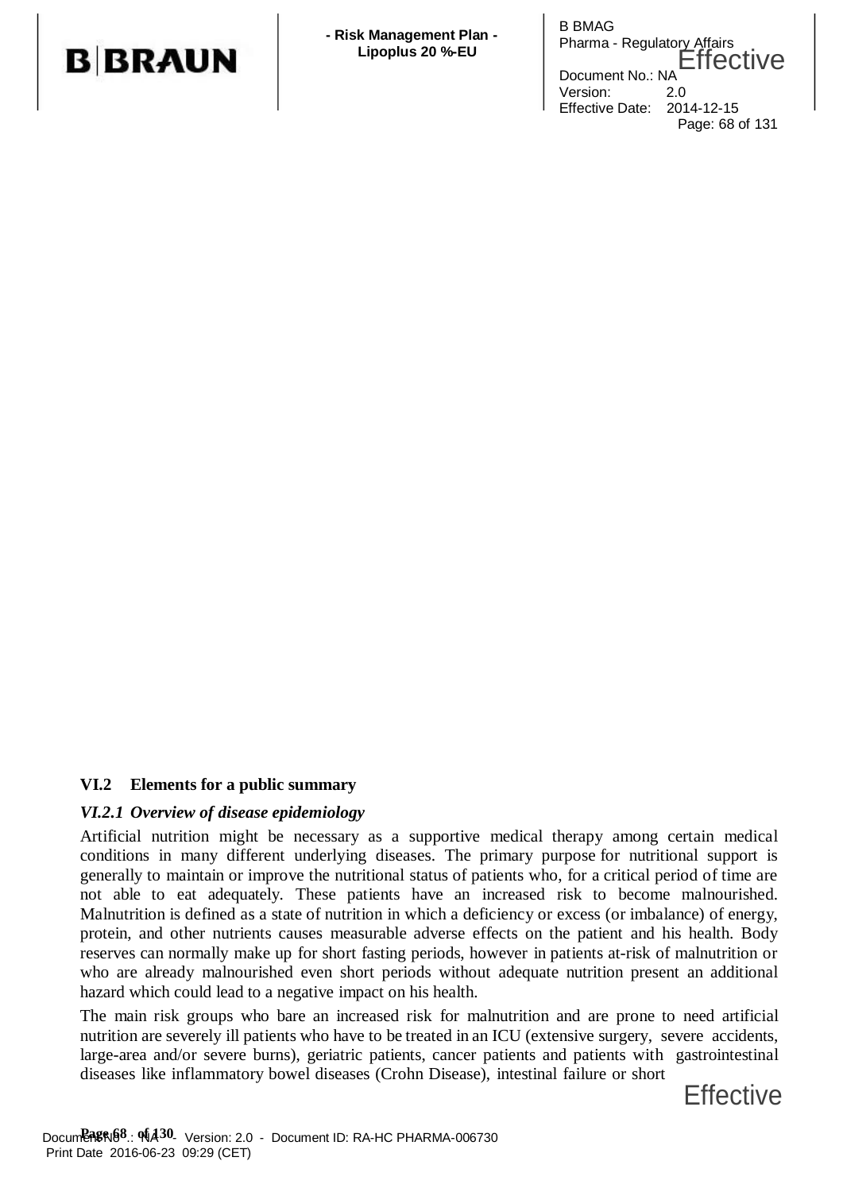## VI.2 Elements for a public summary

### *VI.2.1 Overview of disease epidemiology*

Artificial nutrition might be necessary as a supportive medical therapy among certain medical conditions in many different underlying diseases. The primary purpose for nutritional support is generally to maintain or improve the nutritional status of patients who, for a critical period of time are not able to eat adequately. These patients have an increased risk to become malnourished. Malnutrition is defined as a state of nutrition in which a deficiency or excess (or imbalance) of energy, protein, and other nutrients causes measurable adverse effects on the patient and his health. Body reserves can normally make up for short fasting periods, however in patients at-risk of malnutrition or who are already malnourished even short periods without adequate nutrition present an additional hazard which could lead to a negative impact on his health.

The main risk groups who bare an increased risk for malnutrition and are prone to need artificial nutrition are severely ill patients who have to be treated in an ICU (extensive surgery, severe accidents, large-area and/or severe burns), geriatric patients, cancer patients and patients with gastrointestinal diseases like inflammatory bowel diseases (Crohn Disease), intestinal failure or short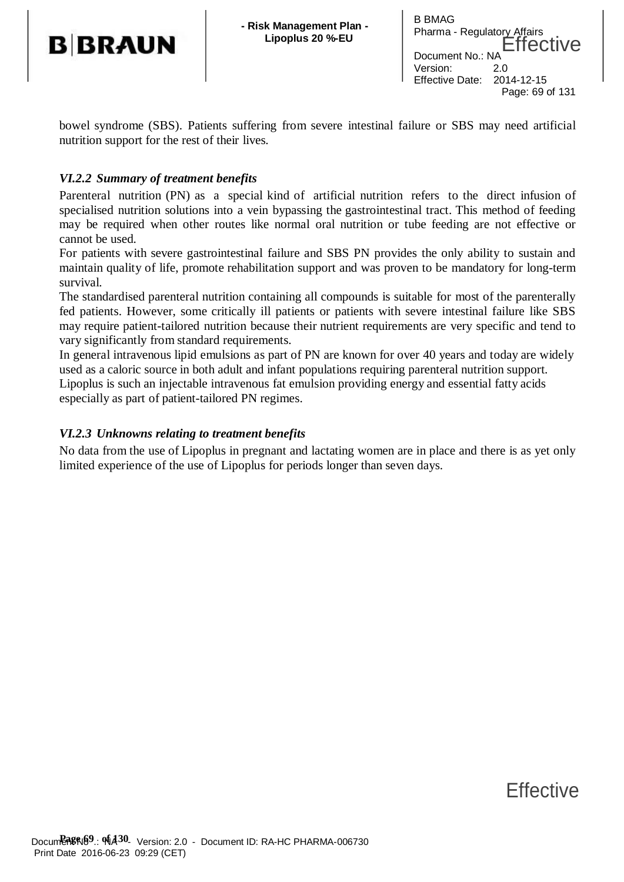bowel syndrome (SBS). Patients suffering from severe intestinal failure or SBS may need artificial nutrition support for the rest of their lives.

### *VI.2.2 Summary of treatment benefits*

Parenteral nutrition (PN) as a special kind of artificial nutrition refers to the direct infusion of specialised nutrition solutions into a vein bypassing the gastrointestinal tract. This method of feeding may be required when other routes like normal oral nutrition or tube feeding are not effective or cannot be used.

For patients with severe gastrointestinal failure and SBS PN provides the only ability to sustain and maintain quality of life, promote rehabilitation support and was proven to be mandatory for long-term survival.

The standardised parenteral nutrition containing all compounds is suitable for most of the parenterally fed patients. However, some critically ill patients or patients with severe intestinal failure like SBS may require patient-tailored nutrition because their nutrient requirements are very specific and tend to vary significantly from standard requirements.

In general intravenous lipid emulsions as part of PN are known for over 40 years and today are widely used as a caloric source in both adult and infant populations requiring parenteral nutrition support.

Lipoplus is such an injectable intravenous fat emulsion providing energy and essential fatty acids especially as part of patient-tailored PN regimes.

### *VI.2.3 Unknowns relating to treatment benefits*

No data from the use of Lipoplus in pregnant and lactating women are in place and there is as yet only limited experience of the use of Lipoplus for periods longer than seven days.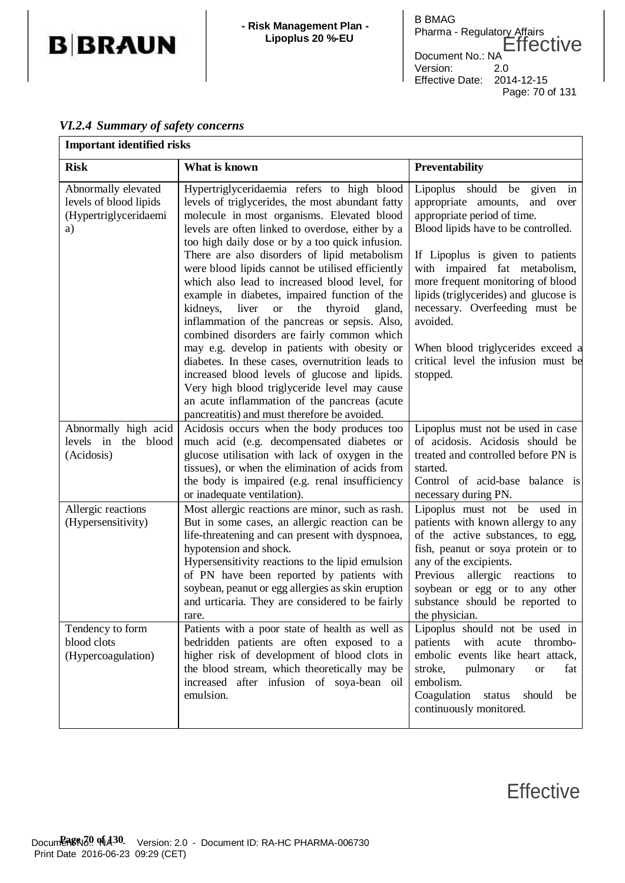### *VI.2.4 Summary of safety concerns*

| Important identified risks | | |
|---|---|---|
| **Risk** | **What is known** | **Preventability** |
| Abnormally elevated levels of blood lipids (Hypertriglyceridaemia) | Hypertriglyceridaemia refers to high blood levels of triglycerides, the most abundant fatty molecule in most organisms. Elevated blood levels are often linked to overdose, either by a too high daily dose or by a too quick infusion. There are also disorders of lipid metabolism were blood lipids cannot be utilised efficiently which also lead to increased blood level, for example in diabetes, impaired function of the kidneys, liver or the thyroid gland, inflammation of the pancreas or sepsis. Also, combined disorders are fairly common which may e.g. develop in patients with obesity or diabetes. In these cases, overnutrition leads to increased blood levels of glucose and lipids. Very high blood triglyceride level may cause an acute inflammation of the pancreas (acute pancreatitis) and must therefore be avoided. | Lipoplus should be given in appropriate amounts, and over appropriate period of time.<br>Blood lipids have to be controlled.<br><br>If Lipoplus is given to patients with impaired fat metabolism, more frequent monitoring of blood lipids (triglycerides) and glucose is necessary. Overfeeding must be avoided.<br><br>When blood triglycerides exceed a critical level the infusion must be stopped. |
| Abnormally high acid levels in the blood (Acidosis) | Acidosis occurs when the body produces too much acid (e.g. decompensated diabetes or glucose utilisation with lack of oxygen in the tissues), or when the elimination of acids from the body is impaired (e.g. renal insufficiency or inadequate ventilation). | Lipoplus must not be used in case of acidosis. Acidosis should be treated and controlled before PN is started.<br>Control of acid-base balance is necessary during PN. |
| Allergic reactions (Hypersensitivity) | Most allergic reactions are minor, such as rash. But in some cases, an allergic reaction can be life-threatening and can present with dyspnoea, hypotension and shock.<br>Hypersensitivity reactions to the lipid emulsion of PN have been reported by patients with soybean, peanut or egg allergies as skin eruption and urticaria. They are considered to be fairly rare. | Lipoplus must not be used in patients with known allergy to any of the active substances, to egg, fish, peanut or soya protein or to any of the excipients.<br>Previous allergic reactions to soybean or egg or to any other substance should be reported to the physician. |
| Tendency to form blood clots (Hypercoagulation) | Patients with a poor state of health as well as bedridden patients are often exposed to a higher risk of development of blood clots in the blood stream, which theoretically may be increased after infusion of soya-bean oil emulsion. | Lipoplus should not be used in patients with acute thrombo-embolic events like heart attack, stroke, pulmonary or fat embolism.<br>Coagulation status should be continuously monitored. |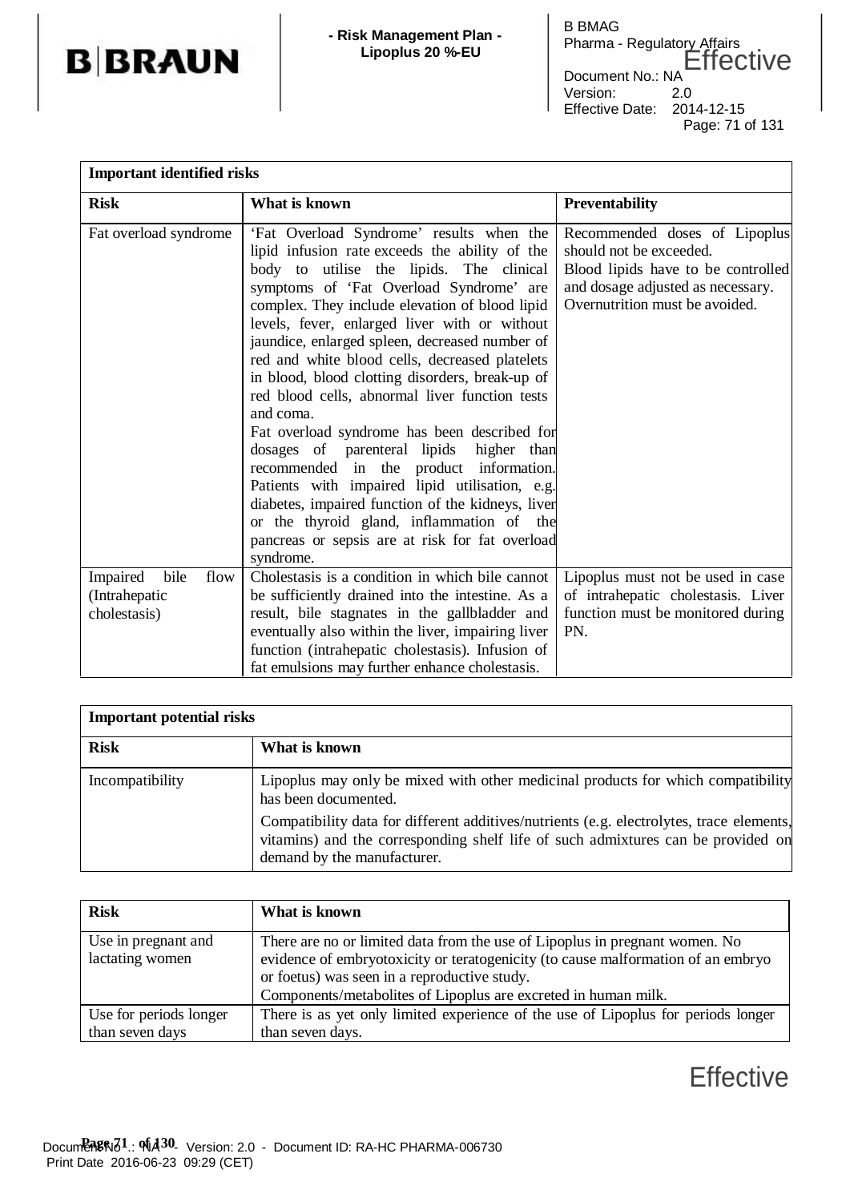| Important identified risks | | |
|---|---|---|
| **Risk** | **What is known** | **Preventability** |
| Fat overload syndrome | 'Fat Overload Syndrome' results when the lipid infusion rate exceeds the ability of the body to utilise the lipids. The clinical symptoms of 'Fat Overload Syndrome' are complex. They include elevation of blood lipid levels, fever, enlarged liver with or without jaundice, enlarged spleen, decreased number of red and white blood cells, decreased platelets in blood, blood clotting disorders, break-up of red blood cells, abnormal liver function tests and coma.<br>Fat overload syndrome has been described for dosages of parenteral lipids higher than recommended in the product information. Patients with impaired lipid utilisation, e.g. diabetes, impaired function of the kidneys, liver or the thyroid gland, inflammation of the pancreas or sepsis are at risk for fat overload syndrome. | Recommended doses of Lipoplus should not be exceeded.<br>Blood lipids have to be controlled and dosage adjusted as necessary.<br>Overnutrition must be avoided. |
| Impaired bile flow (Intrahepatic cholestasis) | Cholestasis is a condition in which bile cannot be sufficiently drained into the intestine. As a result, bile stagnates in the gallbladder and eventually also within the liver, impairing liver function (intrahepatic cholestasis). Infusion of fat emulsions may further enhance cholestasis. | Lipoplus must not be used in case of intrahepatic cholestasis. Liver function must be monitored during PN. |

| Important potential risks | |
|---|---|
| **Risk** | **What is known** |
| Incompatibility | Lipoplus may only be mixed with other medicinal products for which compatibility has been documented.<br>Compatibility data for different additives/nutrients (e.g. electrolytes, trace elements, vitamins) and the corresponding shelf life of such admixtures can be provided on demand by the manufacturer. |

| Risk | What is known |
|---|---|
| Use in pregnant and lactating women | There are no or limited data from the use of Lipoplus in pregnant women. No evidence of embryotoxicity or teratogenicity (to cause malformation of an embryo or foetus) was seen in a reproductive study.<br>Components/metabolites of Lipoplus are excreted in human milk. |
| Use for periods longer than seven days | There is as yet only limited experience of the use of Lipoplus for periods longer than seven days. |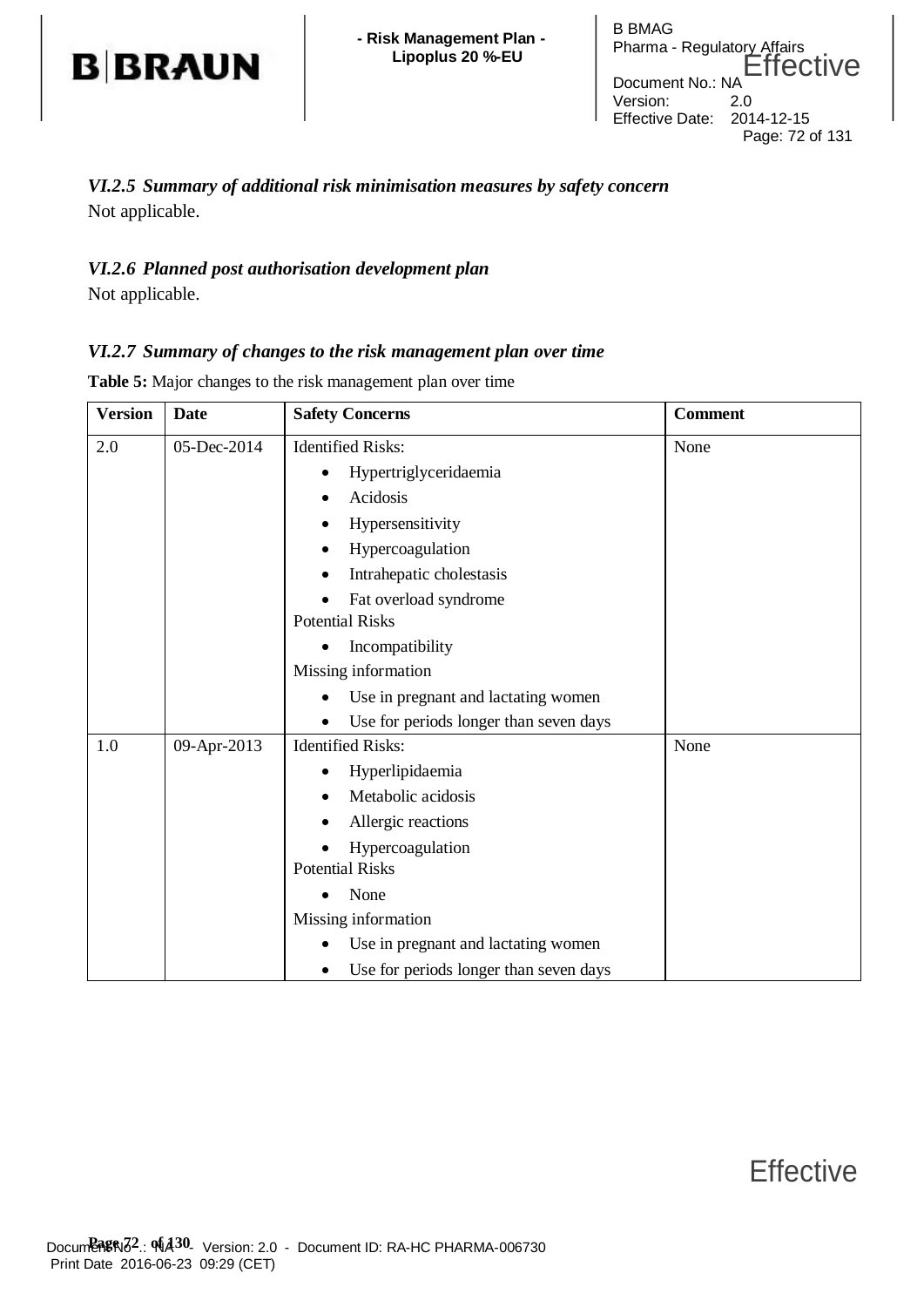### *VI.2.5 Summary of additional risk minimisation measures by safety concern*

Not applicable.

### *VI.2.6 Planned post authorisation development plan*

Not applicable.

### *VI.2.7 Summary of changes to the risk management plan over time*

**Table 5:** Major changes to the risk management plan over time

| Version | Date | Safety Concerns | Comment |
|---|---|---|---|
| 2.0 | 05-Dec-2014 | Identified Risks:<br>• Hypertriglyceridaemia<br>• Acidosis<br>• Hypersensitivity<br>• Hypercoagulation<br>• Intrahepatic cholestasis<br>• Fat overload syndrome<br>Potential Risks<br>• Incompatibility<br>Missing information<br>• Use in pregnant and lactating women<br>• Use for periods longer than seven days | None |
| 1.0 | 09-Apr-2013 | Identified Risks:<br>• Hyperlipidaemia<br>• Metabolic acidosis<br>• Allergic reactions<br>• Hypercoagulation<br>Potential Risks<br>• None<br>Missing information<br>• Use in pregnant and lactating women<br>• Use for periods longer than seven days | None |